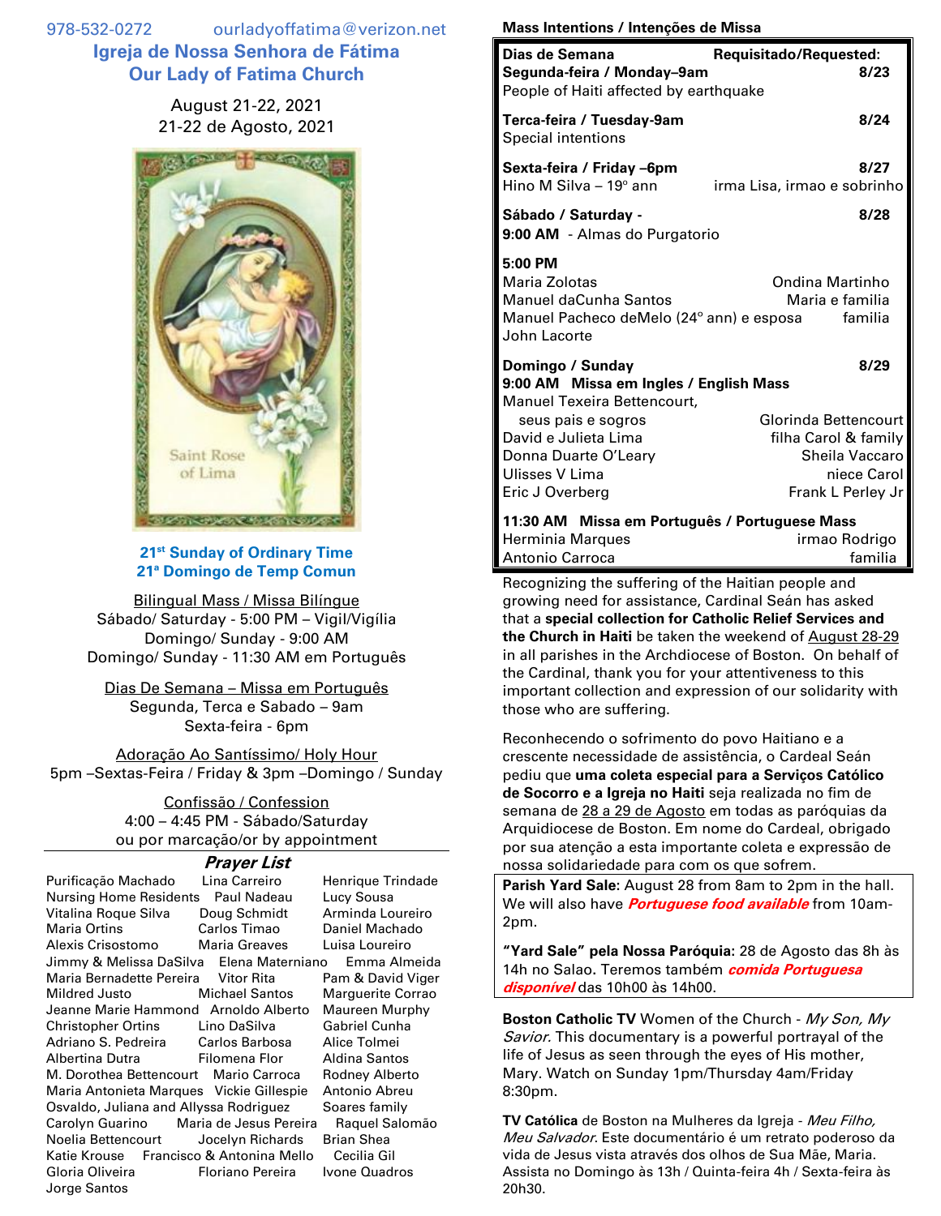978-532-0272 ourladyoffatima@verizon.net

# Igreja de Nossa Senhora de Fátima
# Our Lady of Fatima Church

August 21-22, 2021
21-22 de Agosto, 2021

Saint Rose of Lima

**21st Sunday of Ordinary Time**
**21a Domingo de Temp Comun**

Bilingual Mass / Missa Bilíngue
Sábado/ Saturday - 5:00 PM – Vigil/Vigília
Domingo/ Sunday - 9:00 AM
Domingo/ Sunday - 11:30 AM em Português

Dias De Semana – Missa em Português
Segunda, Terca e Sabado – 9am
Sexta-feira - 6pm

Adoração Ao Santíssimo/ Holy Hour
5pm –Sextas-Feira / Friday & 3pm –Domingo / Sunday

Confissão / Confession
4:00 – 4:45 PM - Sábado/Saturday
ou por marcação/or by appointment

## *Prayer List*

Purificação Machado, Lina Carreiro, Henrique Trindade, Nursing Home Residents, Paul Nadeau, Lucy Sousa, Vitalina Roque Silva, Doug Schmidt, Arminda Loureiro, Maria Ortins, Carlos Timao, Daniel Machado, Alexis Crisostomo, Maria Greaves, Luisa Loureiro, Jimmy & Melissa DaSilva, Elena Materniano, Emma Almeida, Maria Bernadette Pereira, Vitor Rita, Pam & David Viger, Mildred Justo, Michael Santos, Marguerite Corrao, Jeanne Marie Hammond, Arnoldo Alberto, Maureen Murphy, Christopher Ortins, Lino DaSilva, Gabriel Cunha, Adriano S. Pedreira, Carlos Barbosa, Alice Tolmei, Albertina Dutra, Filomena Flor, Aldina Santos, M. Dorothea Bettencourt, Mario Carroca, Rodney Alberto, Maria Antonieta Marques, Vickie Gillespie, Antonio Abreu, Osvaldo, Juliana and Allyssa Rodriguez, Soares family, Carolyn Guarino, Maria de Jesus Pereira, Raquel Salomão, Noelia Bettencourt, Jocelyn Richards, Brian Shea, Katie Krouse, Francisco & Antonina Mello, Cecilia Gil, Gloria Oliveira, Floriano Pereira, Ivone Quadros, Jorge Santos

## Mass Intentions / Intenções de Missa

| Dias de Semana | Requisitado/Requested: |
|---|---|
| **Segunda-feira / Monday–9am** | **8/23** |
| People of Haiti affected by earthquake | |
| **Terca-feira / Tuesday-9am** | **8/24** |
| Special intentions | |
| **Sexta-feira / Friday –6pm** | **8/27** |
| Hino M Silva – 19º ann | irma Lisa, irmao e sobrinho |
| **Sábado / Saturday -** | **8/28** |
| **9:00 AM** - Almas do Purgatorio | |
| **5:00 PM** | |
| Maria Zolotas | Ondina Martinho |
| Manuel daCunha Santos | Maria e familia |
| Manuel Pacheco deMelo (24º ann) e esposa | familia |
| John Lacorte | |
| **Domingo / Sunday** | **8/29** |
| **9:00 AM Missa em Ingles / English Mass** | |
| Manuel Texeira Bettencourt, seus pais e sogros | Glorinda Bettencourt |
| David e Julieta Lima | filha Carol & family |
| Donna Duarte O'Leary | Sheila Vaccaro |
| Ulisses V Lima | niece Carol |
| Eric J Overberg | Frank L Perley Jr |
| **11:30 AM Missa em Português / Portuguese Mass** | |
| Herminia Marques | irmao Rodrigo |
| Antonio Carroca | familia |

Recognizing the suffering of the Haitian people and growing need for assistance, Cardinal Seán has asked that a **special collection for Catholic Relief Services and the Church in Haiti** be taken the weekend of August 28-29 in all parishes in the Archdiocese of Boston. On behalf of the Cardinal, thank you for your attentiveness to this important collection and expression of our solidarity with those who are suffering.

Reconhecendo o sofrimento do povo Haitiano e a crescente necessidade de assistência, o Cardeal Seán pediu que **uma coleta especial para a Serviços Católico de Socorro e a Igreja no Haiti** seja realizada no fim de semana de 28 a 29 de Agosto em todas as paróquias da Arquidiocese de Boston. Em nome do Cardeal, obrigado por sua atenção a esta importante coleta e expressão de nossa solidariedade para com os que sofrem.

**Parish Yard Sale**: August 28 from 8am to 2pm in the hall. We will also have ***Portuguese food available*** from 10am-2pm.

**"Yard Sale" pela Nossa Paróquia**: 28 de Agosto das 8h às 14h no Salao. Teremos também ***comida Portuguesa disponível*** das 10h00 às 14h00.

**Boston Catholic TV** Women of the Church - *My Son, My Savior.* This documentary is a powerful portrayal of the life of Jesus as seen through the eyes of His mother, Mary. Watch on Sunday 1pm/Thursday 4am/Friday 8:30pm.

**TV Católica** de Boston na Mulheres da Igreja - *Meu Filho, Meu Salvador*. Este documentário é um retrato poderoso da vida de Jesus vista através dos olhos de Sua Mãe, Maria. Assista no Domingo às 13h / Quinta-feira 4h / Sexta-feira às 20h30.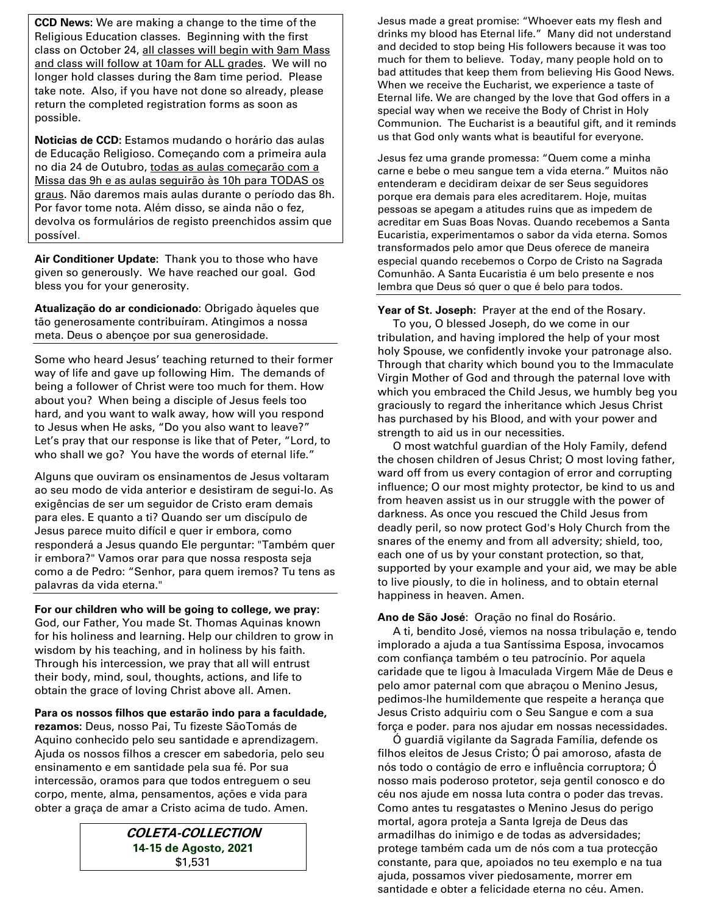**CCD News**: We are making a change to the time of the Religious Education classes. Beginning with the first class on October 24, all classes will begin with 9am Mass and class will follow at 10am for ALL grades. We will no longer hold classes during the 8am time period. Please take note. Also, if you have not done so already, please return the completed registration forms as soon as possible.

**Noticias de CCD:** Estamos mudando o horário das aulas de Educação Religioso. Começando com a primeira aula no dia 24 de Outubro, todas as aulas começarão com a Missa das 9h e as aulas seguirão às 10h para TODAS os graus. Não daremos mais aulas durante o período das 8h. Por favor tome nota. Além disso, se ainda não o fez, devolva os formulários de registo preenchidos assim que possível.

**Air Conditioner Update**: Thank you to those who have given so generously. We have reached our goal. God bless you for your generosity.

**Atualização do ar condicionado**: Obrigado àqueles que tão generosamente contribuíram. Atingimos a nossa meta. Deus o abençoe por sua generosidade.

Some who heard Jesus' teaching returned to their former way of life and gave up following Him. The demands of being a follower of Christ were too much for them. How about you? When being a disciple of Jesus feels too hard, and you want to walk away, how will you respond to Jesus when He asks, "Do you also want to leave?" Let's pray that our response is like that of Peter, "Lord, to who shall we go? You have the words of eternal life."

Alguns que ouviram os ensinamentos de Jesus voltaram ao seu modo de vida anterior e desistiram de segui-lo. As exigências de ser um seguidor de Cristo eram demais para eles. E quanto a ti? Quando ser um discípulo de Jesus parece muito difícil e quer ir embora, como responderá a Jesus quando Ele perguntar: "Também quer ir embora?" Vamos orar para que nossa resposta seja como a de Pedro: "Senhor, para quem iremos? Tu tens as palavras da vida eterna."

**For our children who will be going to college, we pray:** God, our Father, You made St. Thomas Aquinas known for his holiness and learning. Help our children to grow in wisdom by his teaching, and in holiness by his faith. Through his intercession, we pray that all will entrust their body, mind, soul, thoughts, actions, and life to obtain the grace of loving Christ above all. Amen.

**Para os nossos filhos que estarão indo para a faculdade, rezamos:** Deus, nosso Pai, Tu fizeste SãoTomás de Aquino conhecido pelo seu santidade e aprendizagem. Ajuda os nossos filhos a crescer em sabedoria, pelo seu ensinamento e em santidade pela sua fé. Por sua intercessão, oramos para que todos entreguem o seu corpo, mente, alma, pensamentos, ações e vida para obter a graça de amar a Cristo acima de tudo. Amen.

***COLETA-COLLECTION***
**14-15 de Agosto, 2021**
$1,531

Jesus made a great promise: "Whoever eats my flesh and drinks my blood has Eternal life." Many did not understand and decided to stop being His followers because it was too much for them to believe. Today, many people hold on to bad attitudes that keep them from believing His Good News. When we receive the Eucharist, we experience a taste of Eternal life. We are changed by the love that God offers in a special way when we receive the Body of Christ in Holy Communion. The Eucharist is a beautiful gift, and it reminds us that God only wants what is beautiful for everyone.

Jesus fez uma grande promessa: "Quem come a minha carne e bebe o meu sangue tem a vida eterna." Muitos não entenderam e decidiram deixar de ser Seus seguidores porque era demais para eles acreditarem. Hoje, muitas pessoas se apegam a atitudes ruins que as impedem de acreditar em Suas Boas Novas. Quando recebemos a Santa Eucaristia, experimentamos o sabor da vida eterna. Somos transformados pelo amor que Deus oferece de maneira especial quando recebemos o Corpo de Cristo na Sagrada Comunhão. A Santa Eucaristia é um belo presente e nos lembra que Deus só quer o que é belo para todos.

**Year of St. Joseph**: Prayer at the end of the Rosary.

To you, O blessed Joseph, do we come in our tribulation, and having implored the help of your most holy Spouse, we confidently invoke your patronage also. Through that charity which bound you to the Immaculate Virgin Mother of God and through the paternal love with which you embraced the Child Jesus, we humbly beg you graciously to regard the inheritance which Jesus Christ has purchased by his Blood, and with your power and strength to aid us in our necessities.

O most watchful guardian of the Holy Family, defend the chosen children of Jesus Christ; O most loving father, ward off from us every contagion of error and corrupting influence; O our most mighty protector, be kind to us and from heaven assist us in our struggle with the power of darkness. As once you rescued the Child Jesus from deadly peril, so now protect God's Holy Church from the snares of the enemy and from all adversity; shield, too, each one of us by your constant protection, so that, supported by your example and your aid, we may be able to live piously, to die in holiness, and to obtain eternal happiness in heaven. Amen.

**Ano de São José**: Oração no final do Rosário.

A ti, bendito José, viemos na nossa tribulação e, tendo implorado a ajuda a tua Santíssima Esposa, invocamos com confiança também o teu patrocínio. Por aquela caridade que te ligou à Imaculada Virgem Mãe de Deus e pelo amor paternal com que abraçou o Menino Jesus, pedimos-lhe humildemente que respeite a herança que Jesus Cristo adquiriu com o Seu Sangue e com a sua força e poder. para nos ajudar em nossas necessidades.

Ó guardiã vigilante da Sagrada Família, defende os filhos eleitos de Jesus Cristo; Ó pai amoroso, afasta de nós todo o contágio de erro e influência corruptora; Ó nosso mais poderoso protetor, seja gentil conosco e do céu nos ajude em nossa luta contra o poder das trevas. Como antes tu resgatastes o Menino Jesus do perigo mortal, agora proteja a Santa Igreja de Deus das armadilhas do inimigo e de todas as adversidades; protege também cada um de nós com a tua protecção constante, para que, apoiados no teu exemplo e na tua ajuda, possamos viver piedosamente, morrer em santidade e obter a felicidade eterna no céu. Amen.